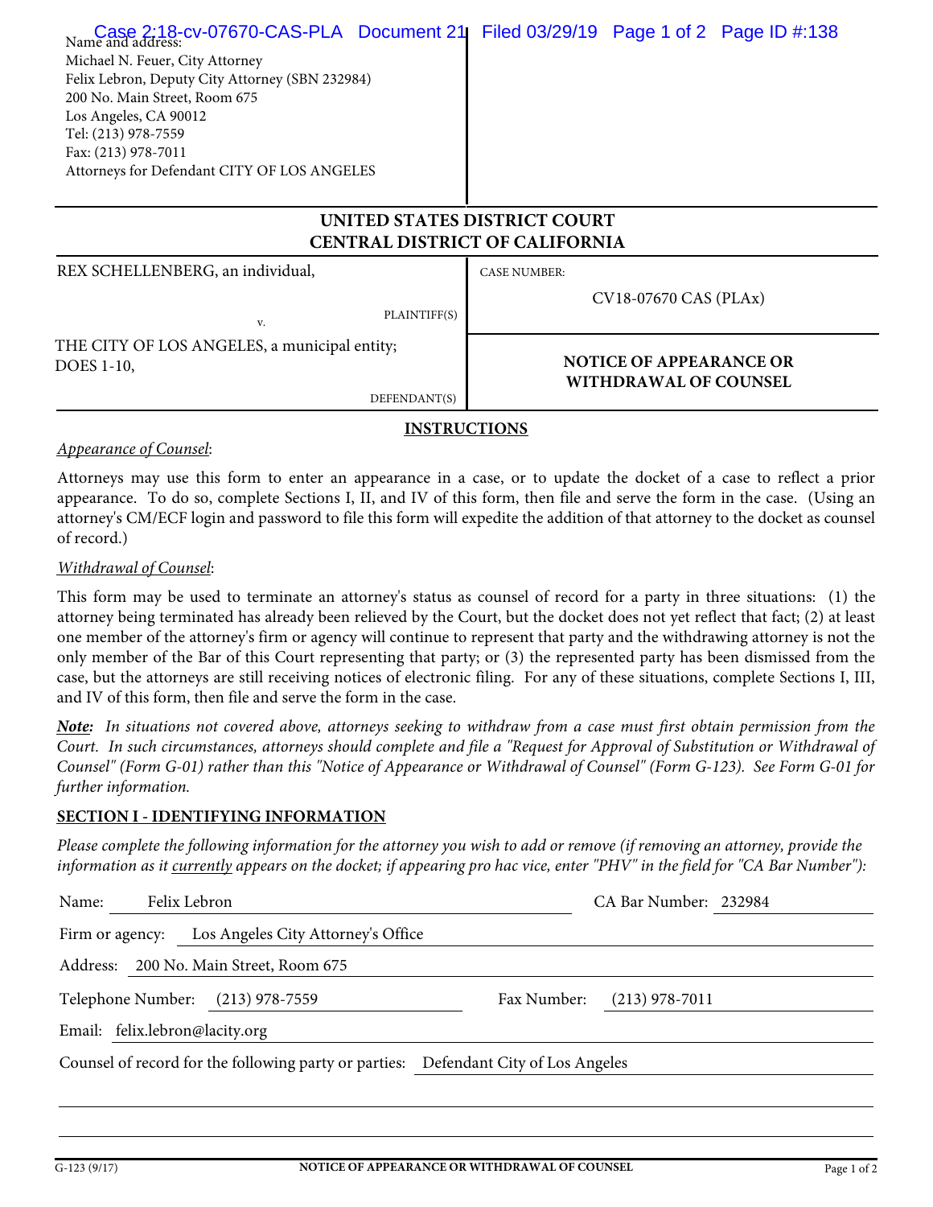Name and address:
Michael N. Feuer, City Attorney
Felix Lebron, Deputy City Attorney (SBN 232984)
200 No. Main Street, Room 675
Los Angeles, CA 90012
Tel: (213) 978-7559
Fax: (213) 978-7011
Attorneys for Defendant CITY OF LOS ANGELES

# UNITED STATES DISTRICT COURT
# CENTRAL DISTRICT OF CALIFORNIA

| | |
|---|---|
| REX SCHELLENBERG, an individual, PLAINTIFF(S) | CASE NUMBER: CV18-07670 CAS (PLAx) |
| v. | |
| THE CITY OF LOS ANGELES, a municipal entity; DOES 1-10, DEFENDANT(S) | **NOTICE OF APPEARANCE OR WITHDRAWAL OF COUNSEL** |

## INSTRUCTIONS

*Appearance of Counsel*:

Attorneys may use this form to enter an appearance in a case, or to update the docket of a case to reflect a prior appearance. To do so, complete Sections I, II, and IV of this form, then file and serve the form in the case. (Using an attorney's CM/ECF login and password to file this form will expedite the addition of that attorney to the docket as counsel of record.)

*Withdrawal of Counsel*:

This form may be used to terminate an attorney's status as counsel of record for a party in three situations: (1) the attorney being terminated has already been relieved by the Court, but the docket does not yet reflect that fact; (2) at least one member of the attorney's firm or agency will continue to represent that party and the withdrawing attorney is not the only member of the Bar of this Court representing that party; or (3) the represented party has been dismissed from the case, but the attorneys are still receiving notices of electronic filing. For any of these situations, complete Sections I, III, and IV of this form, then file and serve the form in the case.

***Note:*** *In situations not covered above, attorneys seeking to withdraw from a case must first obtain permission from the Court. In such circumstances, attorneys should complete and file a "Request for Approval of Substitution or Withdrawal of Counsel" (Form G-01) rather than this "Notice of Appearance or Withdrawal of Counsel" (Form G-123). See Form G-01 for further information.*

## SECTION I - IDENTIFYING INFORMATION

*Please complete the following information for the attorney you wish to add or remove (if removing an attorney, provide the information as it currently appears on the docket; if appearing pro hac vice, enter "PHV" in the field for "CA Bar Number"):*

Name: Felix Lebron    CA Bar Number: 232984

Firm or agency: Los Angeles City Attorney's Office

Address: 200 No. Main Street, Room 675

Telephone Number: (213) 978-7559    Fax Number: (213) 978-7011

Email: felix.lebron@lacity.org

Counsel of record for the following party or parties: Defendant City of Los Angeles

G-123 (9/17) NOTICE OF APPEARANCE OR WITHDRAWAL OF COUNSEL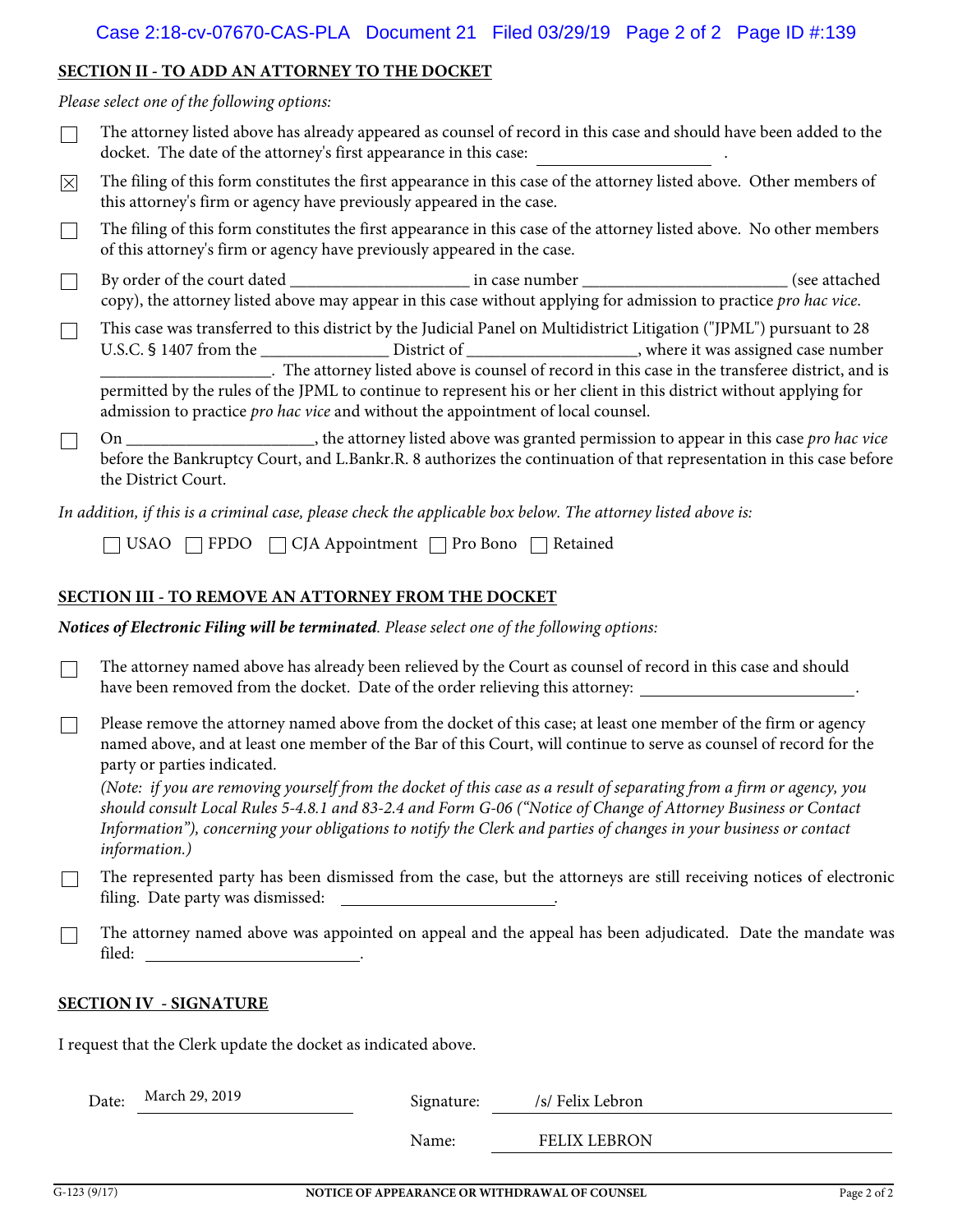## SECTION II - TO ADD AN ATTORNEY TO THE DOCKET

*Please select one of the following options:*

- ☐ The attorney listed above has already appeared as counsel of record in this case and should have been added to the docket. The date of the attorney's first appearance in this case: ____________________.
- ☒ The filing of this form constitutes the first appearance in this case of the attorney listed above. Other members of this attorney's firm or agency have previously appeared in the case.
- ☐ The filing of this form constitutes the first appearance in this case of the attorney listed above. No other members of this attorney's firm or agency have previously appeared in the case.
- ☐ By order of the court dated ____________________ in case number ______________________ (see attached copy), the attorney listed above may appear in this case without applying for admission to practice *pro hac vice.*
- ☐ This case was transferred to this district by the Judicial Panel on Multidistrict Litigation ("JPML") pursuant to 28 U.S.C. § 1407 from the ______________ District of ___________________, where it was assigned case number ___________________. The attorney listed above is counsel of record in this case in the transferee district, and is permitted by the rules of the JPML to continue to represent his or her client in this district without applying for admission to practice *pro hac vice* and without the appointment of local counsel.
- ☐ On ____________________, the attorney listed above was granted permission to appear in this case *pro hac vice* before the Bankruptcy Court, and L.Bankr.R. 8 authorizes the continuation of that representation in this case before the District Court.

*In addition, if this is a criminal case, please check the applicable box below. The attorney listed above is:*

☐ USAO ☐ FPDO ☐ CJA Appointment ☐ Pro Bono ☐ Retained

## SECTION III - TO REMOVE AN ATTORNEY FROM THE DOCKET

***Notices of Electronic Filing will be terminated****. Please select one of the following options:*

- ☐ The attorney named above has already been relieved by the Court as counsel of record in this case and should have been removed from the docket. Date of the order relieving this attorney: ____________________.
- ☐ Please remove the attorney named above from the docket of this case; at least one member of the firm or agency named above, and at least one member of the Bar of this Court, will continue to serve as counsel of record for the party or parties indicated.
  *(Note: if you are removing yourself from the docket of this case as a result of separating from a firm or agency, you should consult Local Rules 5-4.8.1 and 83-2.4 and Form G-06 ("Notice of Change of Attorney Business or Contact Information"), concerning your obligations to notify the Clerk and parties of changes in your business or contact information.)*
- ☐ The represented party has been dismissed from the case, but the attorneys are still receiving notices of electronic filing. Date party was dismissed: ____________________.
- ☐ The attorney named above was appointed on appeal and the appeal has been adjudicated. Date the mandate was filed: ____________________.

## SECTION IV - SIGNATURE

I request that the Clerk update the docket as indicated above.

Date: March 29, 2019

Signature: /s/ Felix Lebron

Name: FELIX LEBRON

G-123 (9/17) NOTICE OF APPEARANCE OR WITHDRAWAL OF COUNSEL